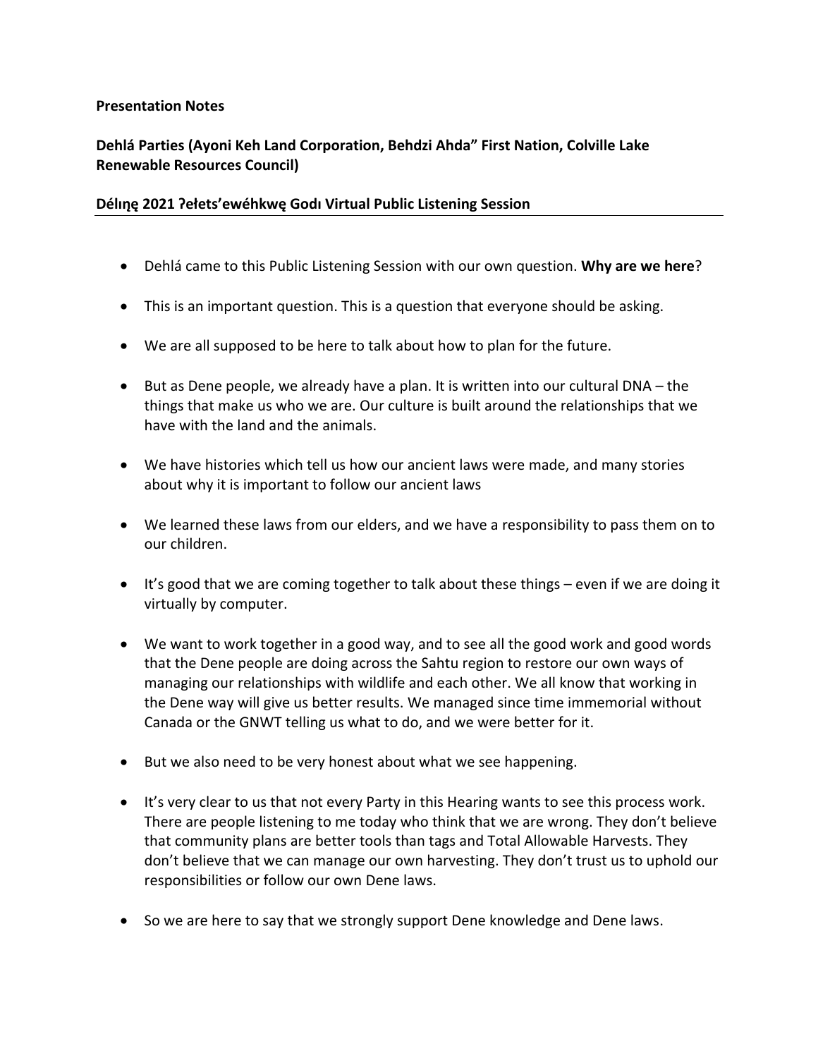**Presentation Notes**

**Dehlá Parties (Ayoni Keh Land Corporation, Behdzi Ahda" First Nation, Colville Lake Renewable Resources Council)**

**Délı̨nę 2021 ʔehts'ewéhkwę Godı Virtual Public Listening Session**

---

- Dehlá came to this Public Listening Session with our own question. **Why are we here**?
- This is an important question. This is a question that everyone should be asking.
- We are all supposed to be here to talk about how to plan for the future.
- But as Dene people, we already have a plan. It is written into our cultural DNA – the things that make us who we are. Our culture is built around the relationships that we have with the land and the animals.
- We have histories which tell us how our ancient laws were made, and many stories about why it is important to follow our ancient laws
- We learned these laws from our elders, and we have a responsibility to pass them on to our children.
- It's good that we are coming together to talk about these things – even if we are doing it virtually by computer.
- We want to work together in a good way, and to see all the good work and good words that the Dene people are doing across the Sahtu region to restore our own ways of managing our relationships with wildlife and each other. We all know that working in the Dene way will give us better results. We managed since time immemorial without Canada or the GNWT telling us what to do, and we were better for it.
- But we also need to be very honest about what we see happening.
- It's very clear to us that not every Party in this Hearing wants to see this process work. There are people listening to me today who think that we are wrong. They don't believe that community plans are better tools than tags and Total Allowable Harvests. They don't believe that we can manage our own harvesting. They don't trust us to uphold our responsibilities or follow our own Dene laws.
- So we are here to say that we strongly support Dene knowledge and Dene laws.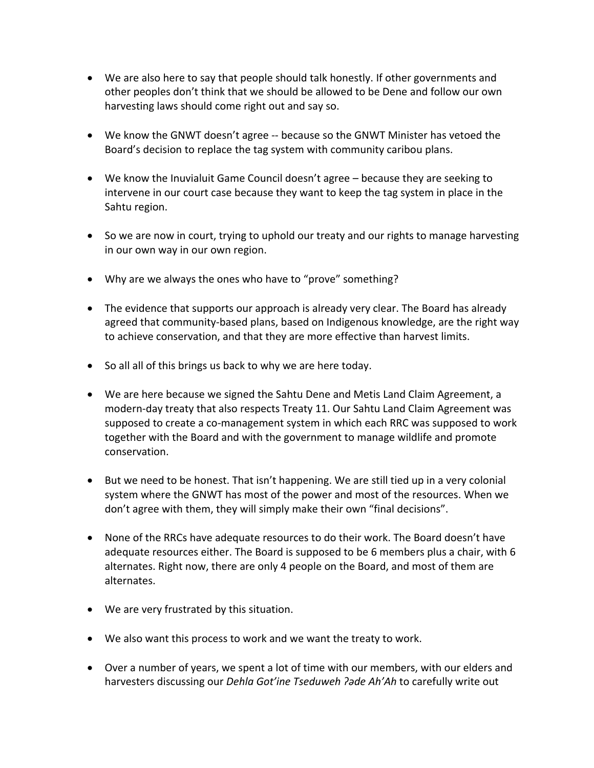- We are also here to say that people should talk honestly. If other governments and other peoples don't think that we should be allowed to be Dene and follow our own harvesting laws should come right out and say so.

- We know the GNWT doesn't agree -- because so the GNWT Minister has vetoed the Board's decision to replace the tag system with community caribou plans.

- We know the Inuvialuit Game Council doesn't agree – because they are seeking to intervene in our court case because they want to keep the tag system in place in the Sahtu region.

- So we are now in court, trying to uphold our treaty and our rights to manage harvesting in our own way in our own region.

- Why are we always the ones who have to "prove" something?

- The evidence that supports our approach is already very clear. The Board has already agreed that community-based plans, based on Indigenous knowledge, are the right way to achieve conservation, and that they are more effective than harvest limits.

- So all all of this brings us back to why we are here today.

- We are here because we signed the Sahtu Dene and Metis Land Claim Agreement, a modern-day treaty that also respects Treaty 11. Our Sahtu Land Claim Agreement was supposed to create a co-management system in which each RRC was supposed to work together with the Board and with the government to manage wildlife and promote conservation.

- But we need to be honest. That isn't happening. We are still tied up in a very colonial system where the GNWT has most of the power and most of the resources. When we don't agree with them, they will simply make their own "final decisions".

- None of the RRCs have adequate resources to do their work. The Board doesn't have adequate resources either. The Board is supposed to be 6 members plus a chair, with 6 alternates. Right now, there are only 4 people on the Board, and most of them are alternates.

- We are very frustrated by this situation.

- We also want this process to work and we want the treaty to work.

- Over a number of years, we spent a lot of time with our members, with our elders and harvesters discussing our *Dehla Got'ine Tseduweh ʔəde Ah'Ah* to carefully write out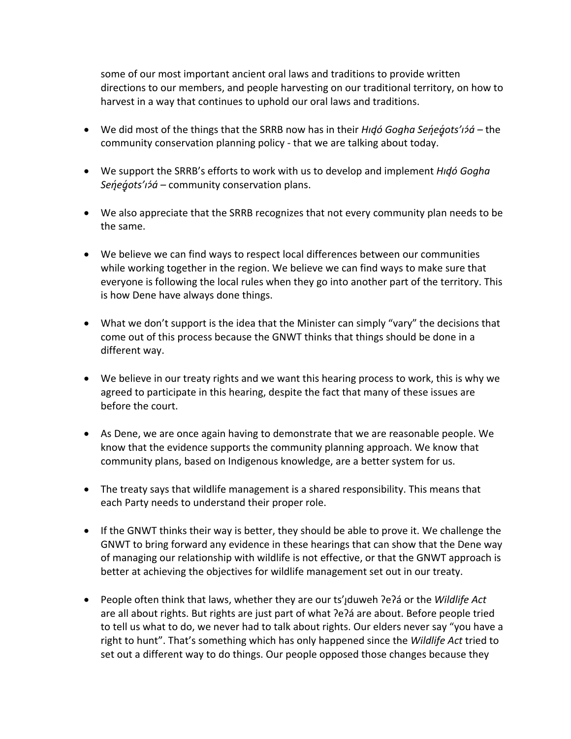some of our most important ancient oral laws and traditions to provide written directions to our members, and people harvesting on our traditional territory, on how to harvest in a way that continues to uphold our oral laws and traditions.

- We did most of the things that the SRRB now has in their *Hıd̨ó Gogha Seńeǵots'ıɂá* – the community conservation planning policy - that we are talking about today.
- We support the SRRB's efforts to work with us to develop and implement *Hıd̨ó Gogha Seńeǵots'ıɂá* – community conservation plans.
- We also appreciate that the SRRB recognizes that not every community plan needs to be the same.
- We believe we can find ways to respect local differences between our communities while working together in the region. We believe we can find ways to make sure that everyone is following the local rules when they go into another part of the territory. This is how Dene have always done things.
- What we don't support is the idea that the Minister can simply "vary" the decisions that come out of this process because the GNWT thinks that things should be done in a different way.
- We believe in our treaty rights and we want this hearing process to work, this is why we agreed to participate in this hearing, despite the fact that many of these issues are before the court.
- As Dene, we are once again having to demonstrate that we are reasonable people. We know that the evidence supports the community planning approach. We know that community plans, based on Indigenous knowledge, are a better system for us.
- The treaty says that wildlife management is a shared responsibility. This means that each Party needs to understand their proper role.
- If the GNWT thinks their way is better, they should be able to prove it. We challenge the GNWT to bring forward any evidence in these hearings that can show that the Dene way of managing our relationship with wildlife is not effective, or that the GNWT approach is better at achieving the objectives for wildlife management set out in our treaty.
- People often think that laws, whether they are our ts'ı̨duweh ʔeʔá or the *Wildlife Act* are all about rights. But rights are just part of what ʔeʔá are about. Before people tried to tell us what to do, we never had to talk about rights. Our elders never say "you have a right to hunt". That's something which has only happened since the *Wildlife Act* tried to set out a different way to do things. Our people opposed those changes because they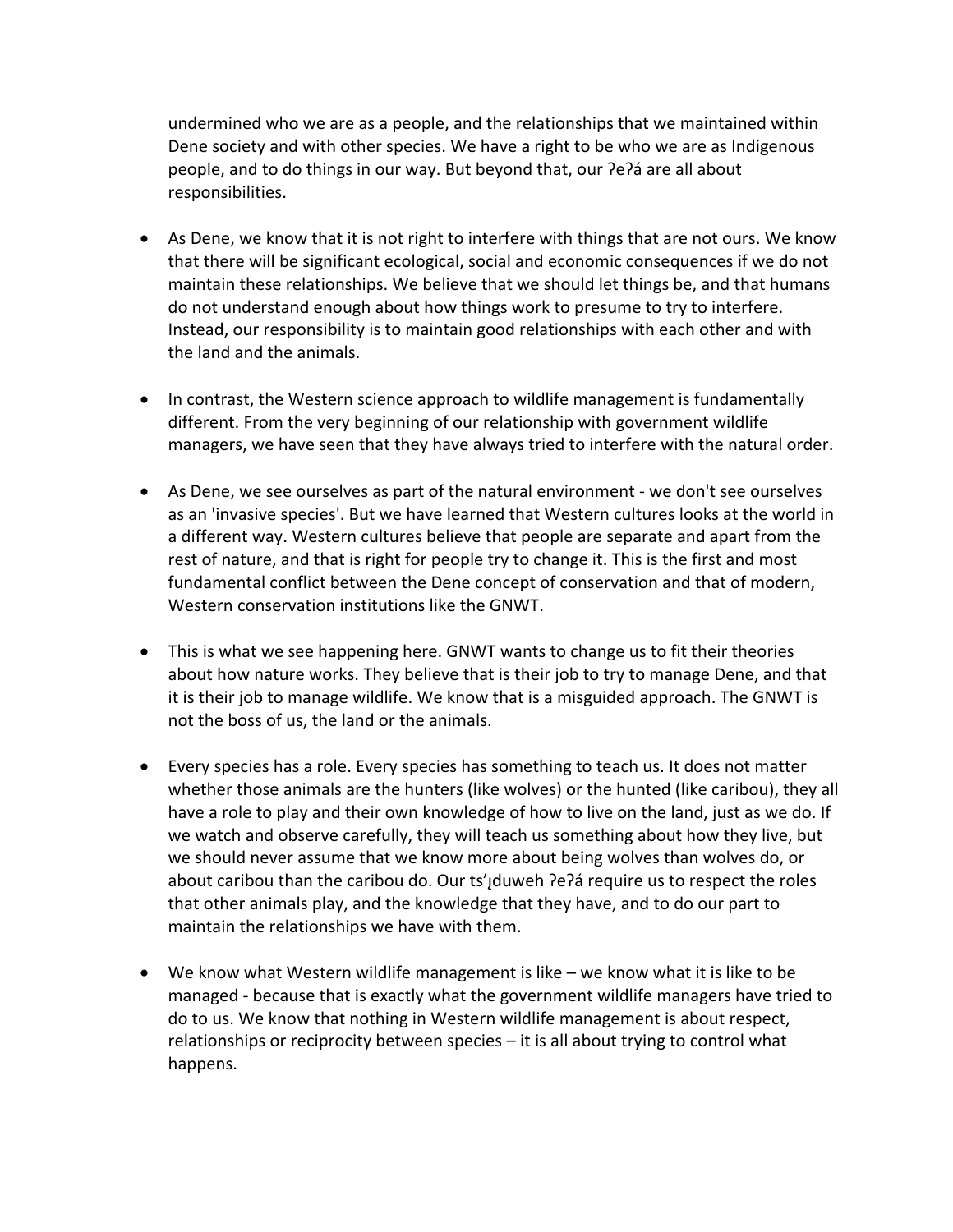undermined who we are as a people, and the relationships that we maintained within Dene society and with other species. We have a right to be who we are as Indigenous people, and to do things in our way. But beyond that, our ʔeʔá are all about responsibilities.

- As Dene, we know that it is not right to interfere with things that are not ours. We know that there will be significant ecological, social and economic consequences if we do not maintain these relationships. We believe that we should let things be, and that humans do not understand enough about how things work to presume to try to interfere. Instead, our responsibility is to maintain good relationships with each other and with the land and the animals.

- In contrast, the Western science approach to wildlife management is fundamentally different. From the very beginning of our relationship with government wildlife managers, we have seen that they have always tried to interfere with the natural order.

- As Dene, we see ourselves as part of the natural environment - we don't see ourselves as an 'invasive species'. But we have learned that Western cultures looks at the world in a different way. Western cultures believe that people are separate and apart from the rest of nature, and that is right for people try to change it. This is the first and most fundamental conflict between the Dene concept of conservation and that of modern, Western conservation institutions like the GNWT.

- This is what we see happening here. GNWT wants to change us to fit their theories about how nature works. They believe that is their job to try to manage Dene, and that it is their job to manage wildlife. We know that is a misguided approach. The GNWT is not the boss of us, the land or the animals.

- Every species has a role. Every species has something to teach us. It does not matter whether those animals are the hunters (like wolves) or the hunted (like caribou), they all have a role to play and their own knowledge of how to live on the land, just as we do. If we watch and observe carefully, they will teach us something about how they live, but we should never assume that we know more about being wolves than wolves do, or about caribou than the caribou do. Our ts'įduweh ʔeʔá require us to respect the roles that other animals play, and the knowledge that they have, and to do our part to maintain the relationships we have with them.

- We know what Western wildlife management is like – we know what it is like to be managed - because that is exactly what the government wildlife managers have tried to do to us. We know that nothing in Western wildlife management is about respect, relationships or reciprocity between species – it is all about trying to control what happens.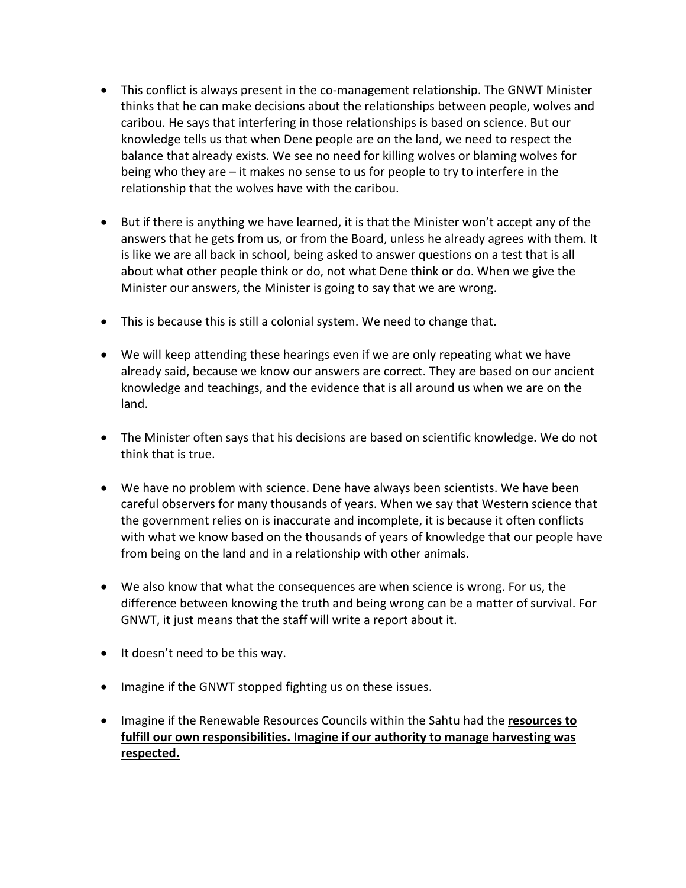- This conflict is always present in the co-management relationship. The GNWT Minister thinks that he can make decisions about the relationships between people, wolves and caribou. He says that interfering in those relationships is based on science. But our knowledge tells us that when Dene people are on the land, we need to respect the balance that already exists. We see no need for killing wolves or blaming wolves for being who they are – it makes no sense to us for people to try to interfere in the relationship that the wolves have with the caribou.

- But if there is anything we have learned, it is that the Minister won't accept any of the answers that he gets from us, or from the Board, unless he already agrees with them. It is like we are all back in school, being asked to answer questions on a test that is all about what other people think or do, not what Dene think or do. When we give the Minister our answers, the Minister is going to say that we are wrong.

- This is because this is still a colonial system. We need to change that.

- We will keep attending these hearings even if we are only repeating what we have already said, because we know our answers are correct. They are based on our ancient knowledge and teachings, and the evidence that is all around us when we are on the land.

- The Minister often says that his decisions are based on scientific knowledge. We do not think that is true.

- We have no problem with science. Dene have always been scientists. We have been careful observers for many thousands of years. When we say that Western science that the government relies on is inaccurate and incomplete, it is because it often conflicts with what we know based on the thousands of years of knowledge that our people have from being on the land and in a relationship with other animals.

- We also know that what the consequences are when science is wrong. For us, the difference between knowing the truth and being wrong can be a matter of survival. For GNWT, it just means that the staff will write a report about it.

- It doesn't need to be this way.

- Imagine if the GNWT stopped fighting us on these issues.

- Imagine if the Renewable Resources Councils within the Sahtu had the **resources to fulfill our own responsibilities. Imagine if our authority to manage harvesting was respected.**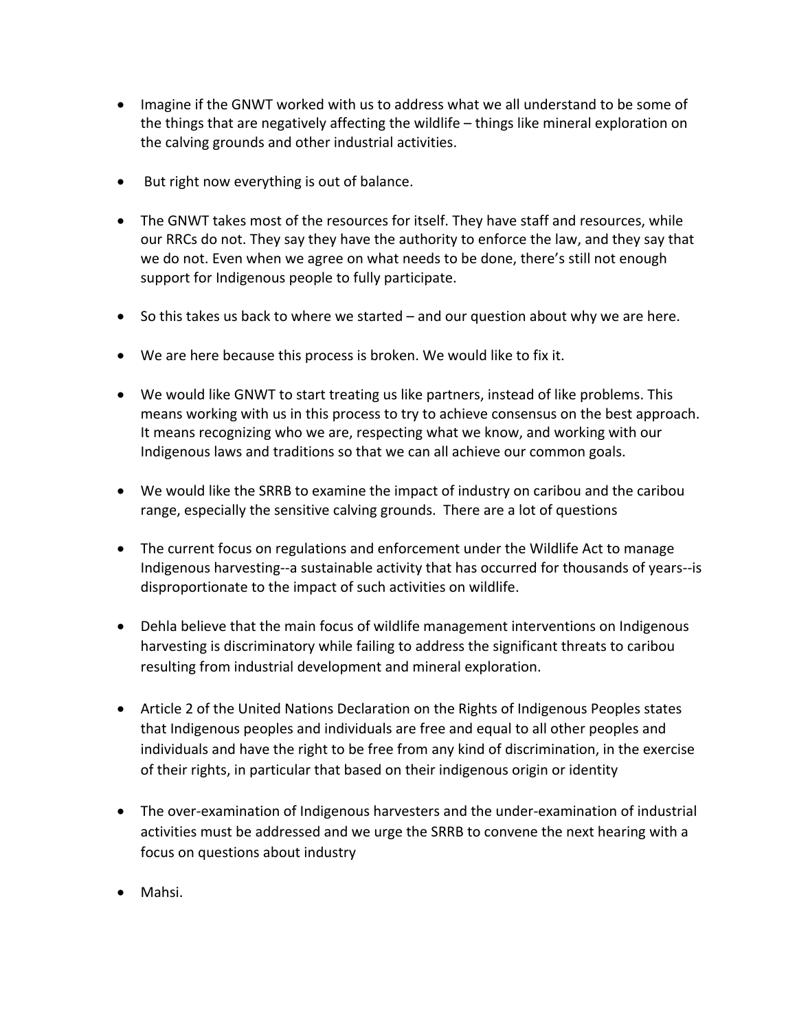- Imagine if the GNWT worked with us to address what we all understand to be some of the things that are negatively affecting the wildlife – things like mineral exploration on the calving grounds and other industrial activities.

- But right now everything is out of balance.

- The GNWT takes most of the resources for itself. They have staff and resources, while our RRCs do not. They say they have the authority to enforce the law, and they say that we do not. Even when we agree on what needs to be done, there's still not enough support for Indigenous people to fully participate.

- So this takes us back to where we started – and our question about why we are here.

- We are here because this process is broken. We would like to fix it.

- We would like GNWT to start treating us like partners, instead of like problems. This means working with us in this process to try to achieve consensus on the best approach. It means recognizing who we are, respecting what we know, and working with our Indigenous laws and traditions so that we can all achieve our common goals.

- We would like the SRRB to examine the impact of industry on caribou and the caribou range, especially the sensitive calving grounds. There are a lot of questions

- The current focus on regulations and enforcement under the Wildlife Act to manage Indigenous harvesting--a sustainable activity that has occurred for thousands of years--is disproportionate to the impact of such activities on wildlife.

- Dehla believe that the main focus of wildlife management interventions on Indigenous harvesting is discriminatory while failing to address the significant threats to caribou resulting from industrial development and mineral exploration.

- Article 2 of the United Nations Declaration on the Rights of Indigenous Peoples states that Indigenous peoples and individuals are free and equal to all other peoples and individuals and have the right to be free from any kind of discrimination, in the exercise of their rights, in particular that based on their indigenous origin or identity

- The over-examination of Indigenous harvesters and the under-examination of industrial activities must be addressed and we urge the SRRB to convene the next hearing with a focus on questions about industry

- Mahsi.